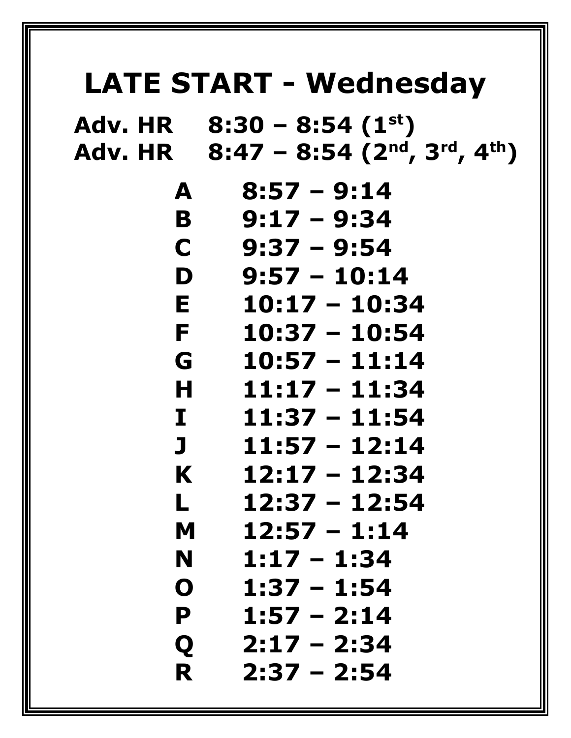# LATE START - Wednesday

**Adv. HR 8:30 – 8:54 (1st)**
**Adv. HR 8:47 – 8:54 (2nd, 3rd, 4th)**

| | |
|---|---|
| **A** | **8:57 – 9:14** |
| **B** | **9:17 – 9:34** |
| **C** | **9:37 – 9:54** |
| **D** | **9:57 – 10:14** |
| **E** | **10:17 – 10:34** |
| **F** | **10:37 – 10:54** |
| **G** | **10:57 – 11:14** |
| **H** | **11:17 – 11:34** |
| **I** | **11:37 – 11:54** |
| **J** | **11:57 – 12:14** |
| **K** | **12:17 – 12:34** |
| **L** | **12:37 – 12:54** |
| **M** | **12:57 – 1:14** |
| **N** | **1:17 – 1:34** |
| **O** | **1:37 – 1:54** |
| **P** | **1:57 – 2:14** |
| **Q** | **2:17 – 2:34** |
| **R** | **2:37 – 2:54** |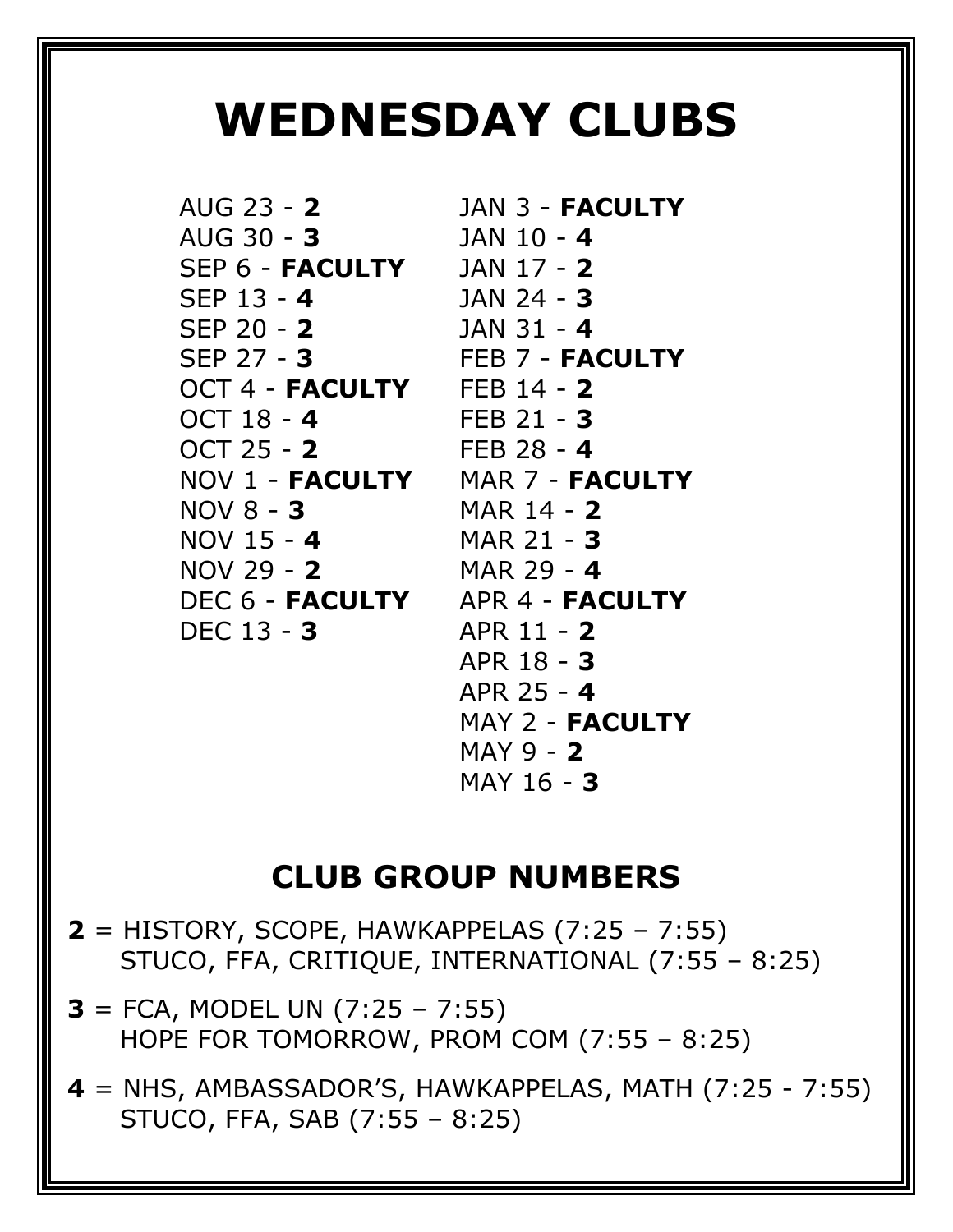# WEDNESDAY CLUBS

AUG 23 - **2**
AUG 30 - **3**
SEP 6 - **FACULTY**
SEP 13 - **4**
SEP 20 - **2**
SEP 27 - **3**
OCT 4 - **FACULTY**
OCT 18 - **4**
OCT 25 - **2**
NOV 1 - **FACULTY**
NOV 8 - **3**
NOV 15 - **4**
NOV 29 - **2**
DEC 6 - **FACULTY**
DEC 13 - **3**

JAN 3 - **FACULTY**
JAN 10 - **4**
JAN 17 - **2**
JAN 24 - **3**
JAN 31 - **4**
FEB 7 - **FACULTY**
FEB 14 - **2**
FEB 21 - **3**
FEB 28 - **4**
MAR 7 - **FACULTY**
MAR 14 - **2**
MAR 21 - **3**
MAR 29 - **4**
APR 4 - **FACULTY**
APR 11 - **2**
APR 18 - **3**
APR 25 - **4**
MAY 2 - **FACULTY**
MAY 9 - **2**
MAY 16 - **3**

## CLUB GROUP NUMBERS

**2** = HISTORY, SCOPE, HAWKAPPELAS (7:25 – 7:55)
STUCO, FFA, CRITIQUE, INTERNATIONAL (7:55 – 8:25)

**3** = FCA, MODEL UN (7:25 – 7:55)
HOPE FOR TOMORROW, PROM COM (7:55 – 8:25)

**4** = NHS, AMBASSADOR'S, HAWKAPPELAS, MATH (7:25 - 7:55)
STUCO, FFA, SAB (7:55 – 8:25)